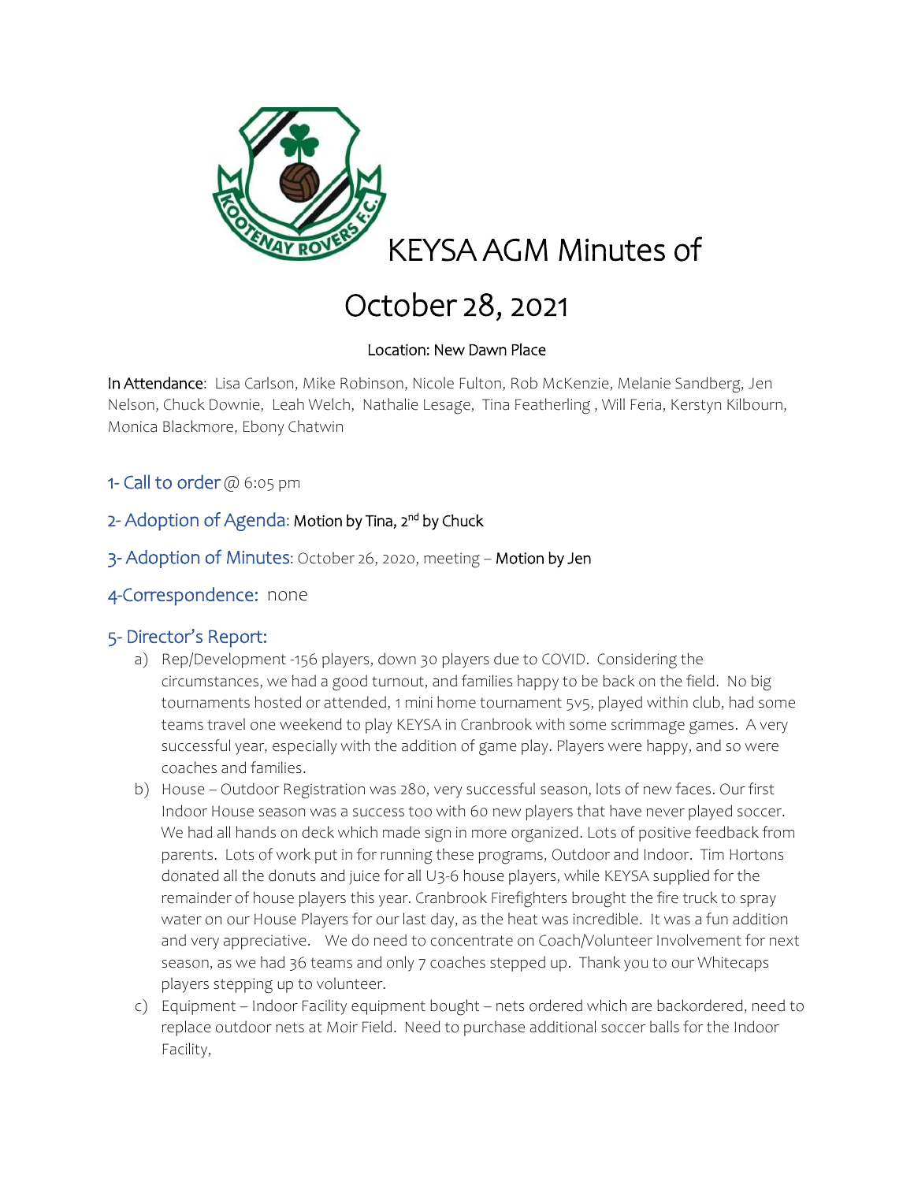# KEYSA AGM Minutes of October 28, 2021

Location: New Dawn Place

**In Attendance**: Lisa Carlson, Mike Robinson, Nicole Fulton, Rob McKenzie, Melanie Sandberg, Jen Nelson, Chuck Downie, Leah Welch, Nathalie Lesage, Tina Featherling , Will Feria, Kerstyn Kilbourn, Monica Blackmore, Ebony Chatwin

## 1- Call to order @ 6:05 pm

## 2- Adoption of Agenda: Motion by Tina, 2nd by Chuck

## 3- Adoption of Minutes: October 26, 2020, meeting – Motion by Jen

## 4-Correspondence: none

## 5- Director's Report:

a) Rep/Development -156 players, down 30 players due to COVID. Considering the circumstances, we had a good turnout, and families happy to be back on the field. No big tournaments hosted or attended, 1 mini home tournament 5v5, played within club, had some teams travel one weekend to play KEYSA in Cranbrook with some scrimmage games. A very successful year, especially with the addition of game play. Players were happy, and so were coaches and families.

b) House – Outdoor Registration was 280, very successful season, lots of new faces. Our first Indoor House season was a success too with 60 new players that have never played soccer. We had all hands on deck which made sign in more organized. Lots of positive feedback from parents. Lots of work put in for running these programs, Outdoor and Indoor. Tim Hortons donated all the donuts and juice for all U3-6 house players, while KEYSA supplied for the remainder of house players this year. Cranbrook Firefighters brought the fire truck to spray water on our House Players for our last day, as the heat was incredible. It was a fun addition and very appreciative. We do need to concentrate on Coach/Volunteer Involvement for next season, as we had 36 teams and only 7 coaches stepped up. Thank you to our Whitecaps players stepping up to volunteer.

c) Equipment – Indoor Facility equipment bought – nets ordered which are backordered, need to replace outdoor nets at Moir Field. Need to purchase additional soccer balls for the Indoor Facility,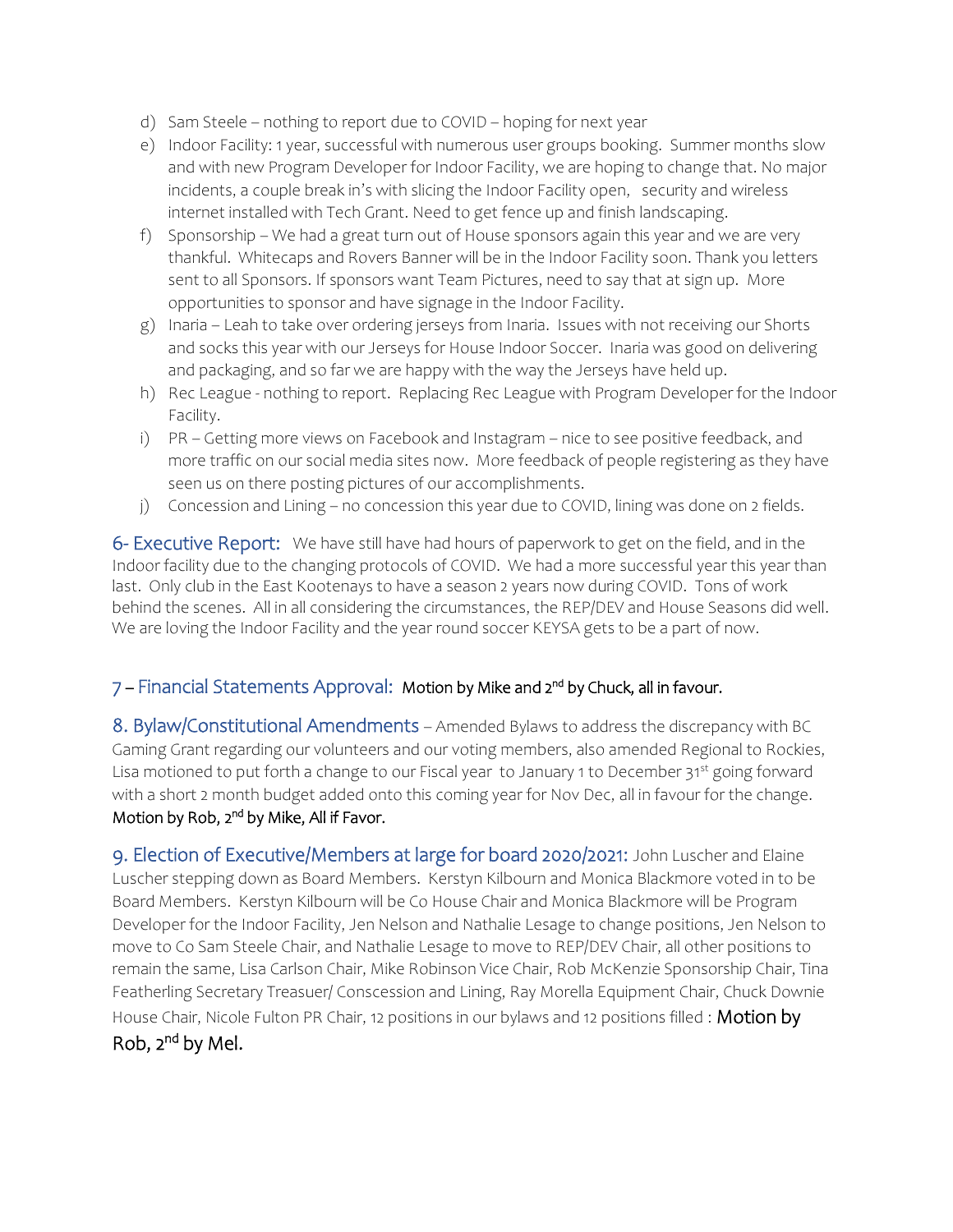d) Sam Steele – nothing to report due to COVID – hoping for next year

e) Indoor Facility: 1 year, successful with numerous user groups booking. Summer months slow and with new Program Developer for Indoor Facility, we are hoping to change that. No major incidents, a couple break in's with slicing the Indoor Facility open, security and wireless internet installed with Tech Grant. Need to get fence up and finish landscaping.

f) Sponsorship – We had a great turn out of House sponsors again this year and we are very thankful. Whitecaps and Rovers Banner will be in the Indoor Facility soon. Thank you letters sent to all Sponsors. If sponsors want Team Pictures, need to say that at sign up. More opportunities to sponsor and have signage in the Indoor Facility.

g) Inaria – Leah to take over ordering jerseys from Inaria. Issues with not receiving our Shorts and socks this year with our Jerseys for House Indoor Soccer. Inaria was good on delivering and packaging, and so far we are happy with the way the Jerseys have held up.

h) Rec League - nothing to report. Replacing Rec League with Program Developer for the Indoor Facility.

i) PR – Getting more views on Facebook and Instagram – nice to see positive feedback, and more traffic on our social media sites now. More feedback of people registering as they have seen us on there posting pictures of our accomplishments.

j) Concession and Lining – no concession this year due to COVID, lining was done on 2 fields.

**6- Executive Report:** We have still have had hours of paperwork to get on the field, and in the Indoor facility due to the changing protocols of COVID. We had a more successful year this year than last. Only club in the East Kootenays to have a season 2 years now during COVID. Tons of work behind the scenes. All in all considering the circumstances, the REP/DEV and House Seasons did well. We are loving the Indoor Facility and the year round soccer KEYSA gets to be a part of now.

**7 – Financial Statements Approval:** Motion by Mike and 2nd by Chuck, all in favour.

**8. Bylaw/Constitutional Amendments** – Amended Bylaws to address the discrepancy with BC Gaming Grant regarding our volunteers and our voting members, also amended Regional to Rockies, Lisa motioned to put forth a change to our Fiscal year to January 1 to December 31st going forward with a short 2 month budget added onto this coming year for Nov Dec, all in favour for the change. Motion by Rob, 2nd by Mike, All if Favor.

**9. Election of Executive/Members at large for board 2020/2021:** John Luscher and Elaine Luscher stepping down as Board Members. Kerstyn Kilbourn and Monica Blackmore voted in to be Board Members. Kerstyn Kilbourn will be Co House Chair and Monica Blackmore will be Program Developer for the Indoor Facility, Jen Nelson and Nathalie Lesage to change positions, Jen Nelson to move to Co Sam Steele Chair, and Nathalie Lesage to move to REP/DEV Chair, all other positions to remain the same, Lisa Carlson Chair, Mike Robinson Vice Chair, Rob McKenzie Sponsorship Chair, Tina Featherling Secretary Treasuer/ Conscession and Lining, Ray Morella Equipment Chair, Chuck Downie House Chair, Nicole Fulton PR Chair, 12 positions in our bylaws and 12 positions filled : Motion by Rob, 2nd by Mel.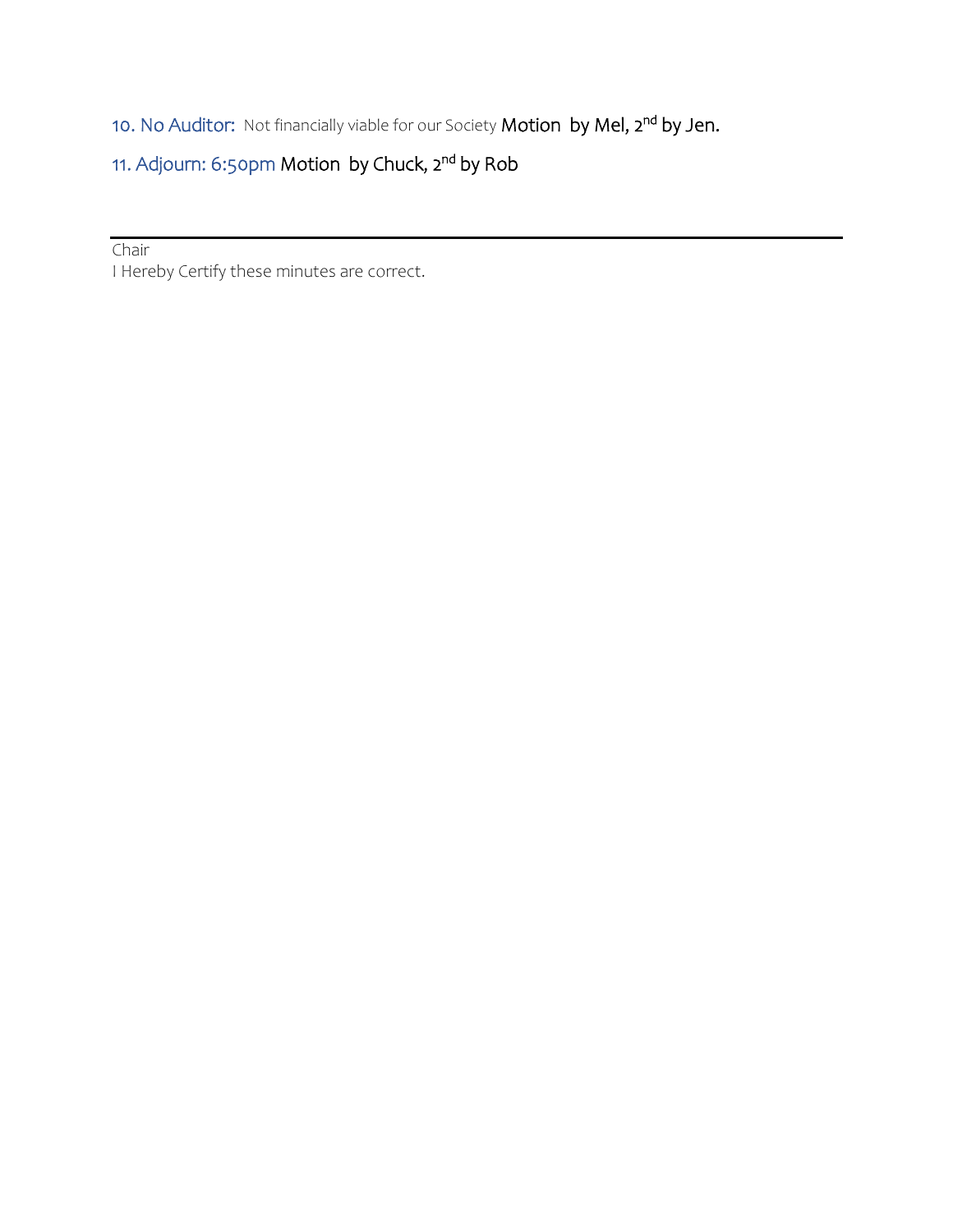10. No Auditor: Not financially viable for our Society Motion by Mel, 2nd by Jen.

11. Adjourn: 6:50pm Motion by Chuck, 2nd by Rob

---

Chair

I Hereby Certify these minutes are correct.